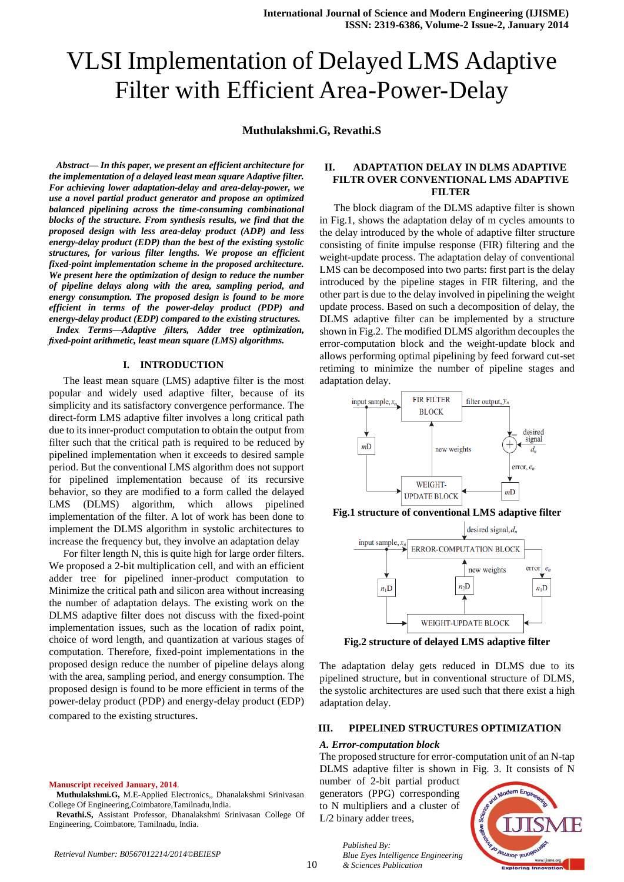# VLSI Implementation of Delayed LMS Adaptive Filter with Efficient Area-Power-Delay

**Muthulakshmi.G, Revathi.S**

***Abstract*— In this paper, we present an efficient architecture for the implementation of a delayed least mean square Adaptive filter. For achieving lower adaptation-delay and area-delay-power, we use a novel partial product generator and propose an optimized balanced pipelining across the time-consuming combinational blocks of the structure. From synthesis results, we find that the proposed design with less area-delay product (ADP) and less energy-delay product (EDP) than the best of the existing systolic structures, for various filter lengths. We propose an efficient fixed-point implementation scheme in the proposed architecture. We present here the optimization of design to reduce the number of pipeline delays along with the area, sampling period, and energy consumption. The proposed design is found to be more efficient in terms of the power-delay product (PDP) and energy-delay product (EDP) compared to the existing structures.**

***Index Terms*—Adaptive filters, Adder tree optimization, fixed-point arithmetic, least mean square (LMS) algorithms.**

## I. INTRODUCTION

The least mean square (LMS) adaptive filter is the most popular and widely used adaptive filter, because of its simplicity and its satisfactory convergence performance. The direct-form LMS adaptive filter involves a long critical path due to its inner-product computation to obtain the output from filter such that the critical path is required to be reduced by pipelined implementation when it exceeds to desired sample period. But the conventional LMS algorithm does not support for pipelined implementation because of its recursive behavior, so they are modified to a form called the delayed LMS (DLMS) algorithm, which allows pipelined implementation of the filter. A lot of work has been done to implement the DLMS algorithm in systolic architectures to increase the frequency but, they involve an adaptation delay

For filter length N, this is quite high for large order filters. We proposed a 2-bit multiplication cell, and with an efficient adder tree for pipelined inner-product computation to Minimize the critical path and silicon area without increasing the number of adaptation delays. The existing work on the DLMS adaptive filter does not discuss with the fixed-point implementation issues, such as the location of radix point, choice of word length, and quantization at various stages of computation. Therefore, fixed-point implementations in the proposed design reduce the number of pipeline delays along with the area, sampling period, and energy consumption. The proposed design is found to be more efficient in terms of the power-delay product (PDP) and energy-delay product (EDP) compared to the existing structures.

**Manuscript received January, 2014.**

**Muthulakshmi.G,** M.E-Applied Electronics,, Dhanalakshmi Srinivasan College Of Engineering,Coimbatore,Tamilnadu,India.

**Revathi.S,** Assistant Professor, Dhanalakshmi Srinivasan College Of Engineering, Coimbatore, Tamilnadu, India.

## II. ADAPTATION DELAY IN DLMS ADAPTIVE FILTR OVER CONVENTIONAL LMS ADAPTIVE FILTER

The block diagram of the DLMS adaptive filter is shown in Fig.1, shows the adaptation delay of m cycles amounts to the delay introduced by the whole of adaptive filter structure consisting of finite impulse response (FIR) filtering and the weight-update process. The adaptation delay of conventional LMS can be decomposed into two parts: first part is the delay introduced by the pipeline stages in FIR filtering, and the other part is due to the delay involved in pipelining the weight update process. Based on such a decomposition of delay, the DLMS adaptive filter can be implemented by a structure shown in Fig.2. The modified DLMS algorithm decouples the error-computation block and the weight-update block and allows performing optimal pipelining by feed forward cut-set retiming to minimize the number of pipeline stages and adaptation delay.

**Fig.1 structure of conventional LMS adaptive filter**

**Fig.2 structure of delayed LMS adaptive filter**

The adaptation delay gets reduced in DLMS due to its pipelined structure, but in conventional structure of DLMS, the systolic architectures are used such that there exist a high adaptation delay.

## III. PIPELINED STRUCTURES OPTIMIZATION

### *A. Error-computation block*

The proposed structure for error-computation unit of an N-tap DLMS adaptive filter is shown in Fig. 3. It consists of N number of 2-bit partial product generators (PPG) corresponding to N multipliers and a cluster of L/2 binary adder trees,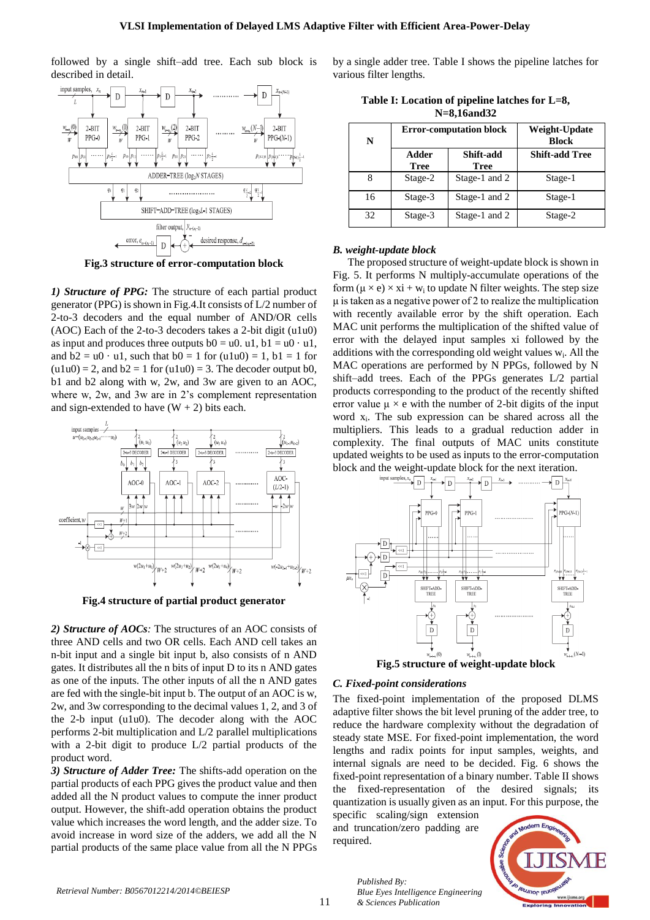followed by a single shift–add tree. Each sub block is described in detail.

Fig.3 structure of error-computation block

*1) Structure of PPG:* The structure of each partial product generator (PPG) is shown in Fig.4.It consists of L/2 number of 2-to-3 decoders and the equal number of AND/OR cells (AOC) Each of the 2-to-3 decoders takes a 2-bit digit (u1u0) as input and produces three outputs b0 = u0. u1, b1 = u0 · u1, and b2 = u0 · u1, such that b0 = 1 for (u1u0) = 1, b1 = 1 for (u1u0) = 2, and b2 = 1 for (u1u0) = 3. The decoder output b0, b1 and b2 along with w, 2w, and 3w are given to an AOC, where w, 2w, and 3w are in 2's complement representation and sign-extended to have (W + 2) bits each.

Fig.4 structure of partial product generator

*2) Structure of AOCs:* The structures of an AOC consists of three AND cells and two OR cells. Each AND cell takes an n-bit input and a single bit input b, also consists of n AND gates. It distributes all the n bits of input D to its n AND gates as one of the inputs. The other inputs of all the n AND gates are fed with the single-bit input b. The output of an AOC is w, 2w, and 3w corresponding to the decimal values 1, 2, and 3 of the 2-b input (u1u0). The decoder along with the AOC performs 2-bit multiplication and L/2 parallel multiplications with a 2-bit digit to produce L/2 partial products of the product word.

*3) Structure of Adder Tree:* The shifts-add operation on the partial products of each PPG gives the product value and then added all the N product values to compute the inner product output. However, the shift-add operation obtains the product value which increases the word length, and the adder size. To avoid increase in word size of the adders, we add all the N partial products of the same place value from all the N PPGs by a single adder tree. Table I shows the pipeline latches for various filter lengths.

**Table I: Location of pipeline latches for L=8, N=8,16and32**

| N | Error-computation block | | Weight-Update Block |
|---|---|---|---|
| | Adder Tree | Shift-add Tree | Shift-add Tree |
| 8 | Stage-2 | Stage-1 and 2 | Stage-1 |
| 16 | Stage-3 | Stage-1 and 2 | Stage-1 |
| 32 | Stage-3 | Stage-1 and 2 | Stage-2 |

### *B. weight-update block*

The proposed structure of weight-update block is shown in Fig. 5. It performs N multiply-accumulate operations of the form $(\mu \times e) \times x_i + w_i$ to update N filter weights. The step size μ is taken as a negative power of 2 to realize the multiplication with recently available error by the shift operation. Each MAC unit performs the multiplication of the shifted value of error with the delayed input samples xi followed by the additions with the corresponding old weight values $w_i$. All the MAC operations are performed by N PPGs, followed by N shift–add trees. Each of the PPGs generates L/2 partial products corresponding to the product of the recently shifted error value $\mu \times e$ with the number of 2-bit digits of the input word $x_i$. The sub expression can be shared across all the multipliers. This leads to a gradual reduction adder in complexity. The final outputs of MAC units constitute updated weights to be used as inputs to the error-computation block and the weight-update block for the next iteration.

Fig.5 structure of weight-update block

### *C. Fixed-point considerations*

The fixed-point implementation of the proposed DLMS adaptive filter shows the bit level pruning of the adder tree, to reduce the hardware complexity without the degradation of steady state MSE. For fixed-point implementation, the word lengths and radix points for input samples, weights, and internal signals are need to be decided. Fig. 6 shows the fixed-point representation of a binary number. Table II shows the fixed-representation of the desired signals; its quantization is usually given as an input. For this purpose, the specific scaling/sign extension and truncation/zero padding are required.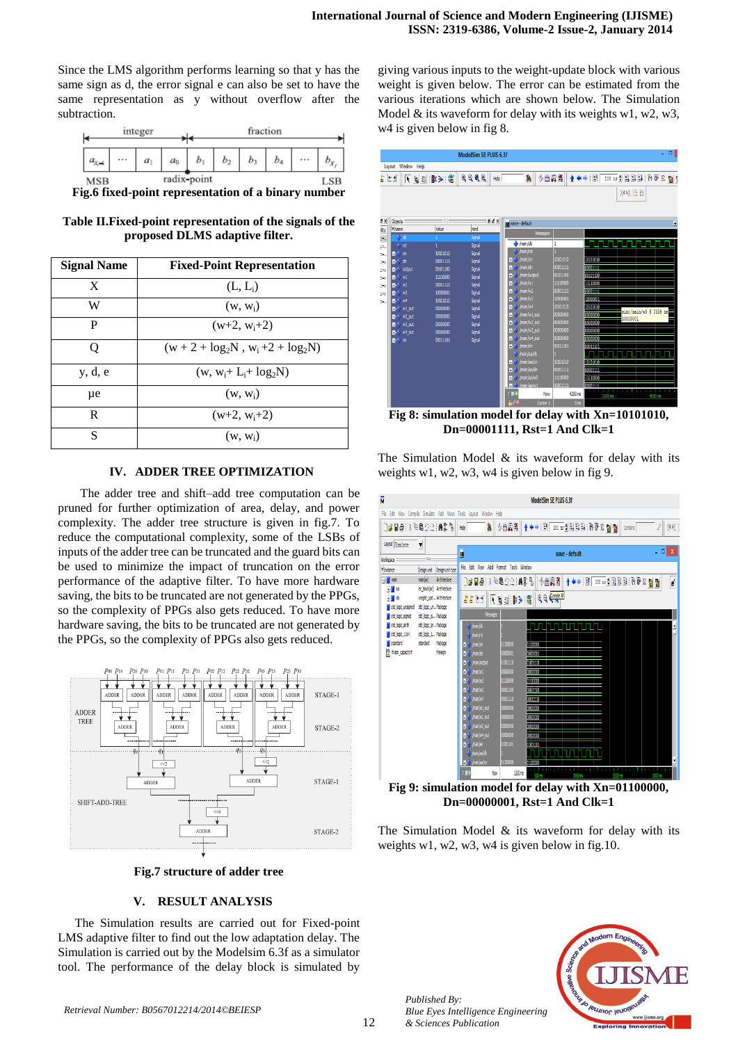Since the LMS algorithm performs learning so that y has the same sign as d, the error signal e can also be set to have the same representation as y without overflow after the subtraction.

**Fig.6 fixed-point representation of a binary number**

**Table II.Fixed-point representation of the signals of the proposed DLMS adaptive filter.**

| Signal Name | Fixed-Point Representation |
|---|---|
| X | $(L, L_i)$ |
| W | $(w, w_i)$ |
| P | $(w+2, w_i+2)$ |
| Q | $(w + 2 + \log_2 N , w_i +2 + \log_2 N)$ |
| y, d, e | $(w, w_i+ L_i+ \log_2 N)$ |
| μe | $(w, w_i)$ |
| R | $(w+2, w_i+2)$ |
| S | $(w, w_i)$ |

## IV. ADDER TREE OPTIMIZATION

The adder tree and shift–add tree computation can be pruned for further optimization of area, delay, and power complexity. The adder tree structure is given in fig.7. To reduce the computational complexity, some of the LSBs of inputs of the adder tree can be truncated and the guard bits can be used to minimize the impact of truncation on the error performance of the adaptive filter. To have more hardware saving, the bits to be truncated are not generated by the PPGs, so the complexity of PPGs also gets reduced. To have more hardware saving, the bits to be truncated are not generated by the PPGs, so the complexity of PPGs also gets reduced.

**Fig.7 structure of adder tree**

## V. RESULT ANALYSIS

The Simulation results are carried out for Fixed-point LMS adaptive filter to find out the low adaptation delay. The Simulation is carried out by the Modelsim 6.3f as a simulator tool. The performance of the delay block is simulated by giving various inputs to the weight-update block with various weight is given below. The error can be estimated from the various iterations which are shown below. The Simulation Model & its waveform for delay with its weights w1, w2, w3, w4 is given below in fig 8.

**Fig 8: simulation model for delay with Xn=10101010, Dn=00001111, Rst=1 And Clk=1**

The Simulation Model & its waveform for delay with its weights w1, w2, w3, w4 is given below in fig 9.

**Fig 9: simulation model for delay with Xn=01100000, Dn=00000001, Rst=1 And Clk=1**

The Simulation Model & its waveform for delay with its weights w1, w2, w3, w4 is given below in fig.10.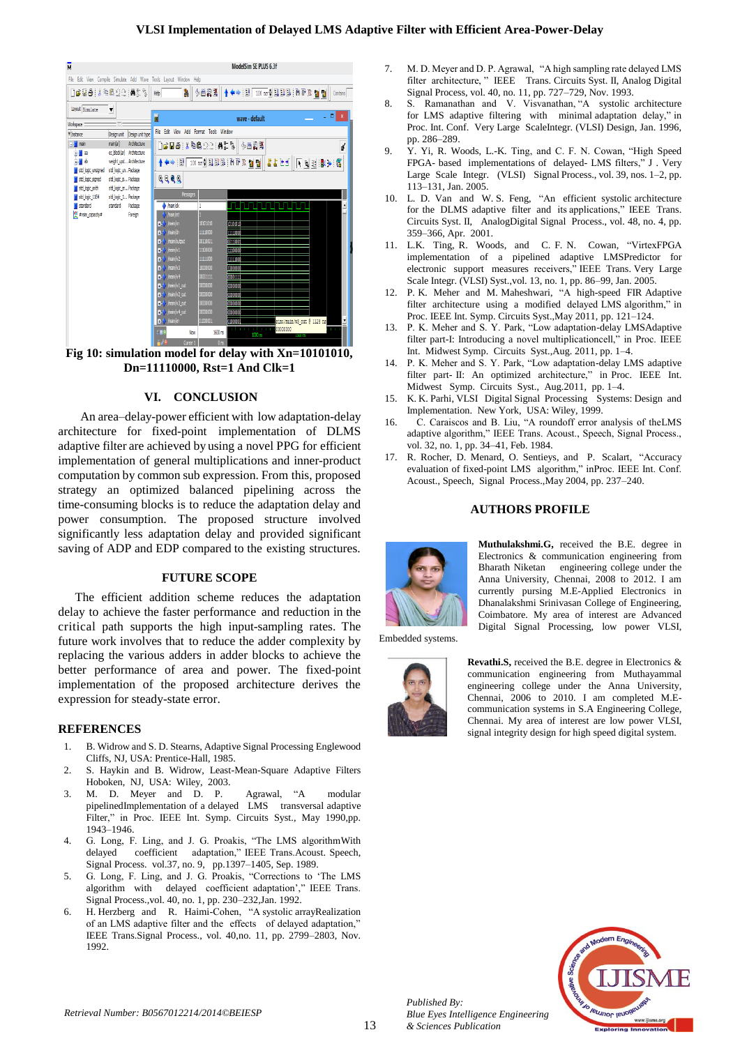Fig 10: simulation model for delay with Xn=10101010, Dn=11110000, Rst=1 And Clk=1

## VI. CONCLUSION

An area–delay-power efficient with low adaptation-delay architecture for fixed-point implementation of DLMS adaptive filter are achieved by using a novel PPG for efficient implementation of general multiplications and inner-product computation by common sub expression. From this, proposed strategy an optimized balanced pipelining across the time-consuming blocks is to reduce the adaptation delay and power consumption. The proposed structure involved significantly less adaptation delay and provided significant saving of ADP and EDP compared to the existing structures.

## FUTURE SCOPE

The efficient addition scheme reduces the adaptation delay to achieve the faster performance and reduction in the critical path supports the high input-sampling rates. The future work involves that to reduce the adder complexity by replacing the various adders in adder blocks to achieve the better performance of area and power. The fixed-point implementation of the proposed architecture derives the expression for steady-state error.

## REFERENCES

1. B. Widrow and S. D. Stearns, Adaptive Signal Processing Englewood Cliffs, NJ, USA: Prentice-Hall, 1985.
2. S. Haykin and B. Widrow, Least-Mean-Square Adaptive Filters Hoboken, NJ, USA: Wiley, 2003.
3. M. D. Meyer and D. P. Agrawal, "A modular pipelinedImplementation of a delayed LMS transversal adaptive Filter," in Proc. IEEE Int. Symp. Circuits Syst., May 1990,pp. 1943–1946.
4. G. Long, F. Ling, and J. G. Proakis, "The LMS algorithmWith delayed coefficient adaptation," IEEE Trans.Acoust. Speech, Signal Process. vol.37, no. 9, pp.1397–1405, Sep. 1989.
5. G. Long, F. Ling, and J. G. Proakis, "Corrections to 'The LMS algorithm with delayed coefficient adaptation'," IEEE Trans. Signal Process.,vol. 40, no. 1, pp. 230–232,Jan. 1992.
6. H. Herzberg and R. Haimi-Cohen, "A systolic arrayRealization of an LMS adaptive filter and the effects of delayed adaptation," IEEE Trans.Signal Process., vol. 40,no. 11, pp. 2799–2803, Nov. 1992.
7. M. D. Meyer and D. P. Agrawal, "A high sampling rate delayed LMS filter architecture, " IEEE Trans. Circuits Syst. II, Analog Digital Signal Process, vol. 40, no. 11, pp. 727–729, Nov. 1993.
8. S. Ramanathan and V. Visvanathan, "A systolic architecture for LMS adaptive filtering with minimal adaptation delay," in Proc. Int. Conf. Very Large ScaleIntegr. (VLSI) Design, Jan. 1996, pp. 286–289.
9. Y. Yi, R. Woods, L.-K. Ting, and C. F. N. Cowan, "High Speed FPGA- based implementations of delayed- LMS filters," J . Very Large Scale Integr. (VLSI) Signal Process., vol. 39, nos. 1–2, pp. 113–131, Jan. 2005.
10. L. D. Van and W. S. Feng, "An efficient systolic architecture for the DLMS adaptive filter and its applications," IEEE Trans. Circuits Syst. II, AnalogDigital Signal Process., vol. 48, no. 4, pp. 359–366, Apr. 2001.
11. L.K. Ting, R. Woods, and C. F. N. Cowan, "VirtexFPGA implementation of a pipelined adaptive LMSPredictor for electronic support measures receivers," IEEE Trans. Very Large Scale Integr. (VLSI) Syst.,vol. 13, no. 1, pp. 86–99, Jan. 2005.
12. P. K. Meher and M. Maheshwari, "A high-speed FIR Adaptive filter architecture using a modified delayed LMS algorithm," in Proc. IEEE Int. Symp. Circuits Syst.,May 2011, pp. 121–124.
13. P. K. Meher and S. Y. Park, "Low adaptation-delay LMSAdaptive filter part-I: Introducing a novel multiplicationcell," in Proc. IEEE Int. Midwest Symp. Circuits Syst.,Aug. 2011, pp. 1–4.
14. P. K. Meher and S. Y. Park, "Low adaptation-delay LMS adaptive filter part- II: An optimized architecture," in Proc. IEEE Int. Midwest Symp. Circuits Syst., Aug.2011, pp. 1–4.
15. K. K. Parhi, VLSI Digital Signal Processing Systems: Design and Implementation. New York, USA: Wiley, 1999.
16. C. Caraiscos and B. Liu, "A roundoff error analysis of theLMS adaptive algorithm," IEEE Trans. Acoust., Speech, Signal Process., vol. 32, no. 1, pp. 34–41, Feb. 1984.
17. R. Rocher, D. Menard, O. Sentieys, and P. Scalart, "Accuracy evaluation of fixed-point LMS algorithm," inProc. IEEE Int. Conf. Acoust., Speech, Signal Process.,May 2004, pp. 237–240.

## AUTHORS PROFILE

**Muthulakshmi.G,** received the B.E. degree in Electronics & communication engineering from Bharath Niketan engineering college under the Anna University, Chennai, 2008 to 2012. I am currently pursing M.E-Applied Electronics in Dhanalakshmi Srinivasan College of Engineering, Coimbatore. My area of interest are Advanced Digital Signal Processing, low power VLSI, Embedded systems.

**Revathi.S,** received the B.E. degree in Electronics & communication engineering from Muthayammal engineering college under the Anna University, Chennai, 2006 to 2010. I am completed M.E-communication systems in S.A Engineering College, Chennai. My area of interest are low power VLSI, signal integrity design for high speed digital system.